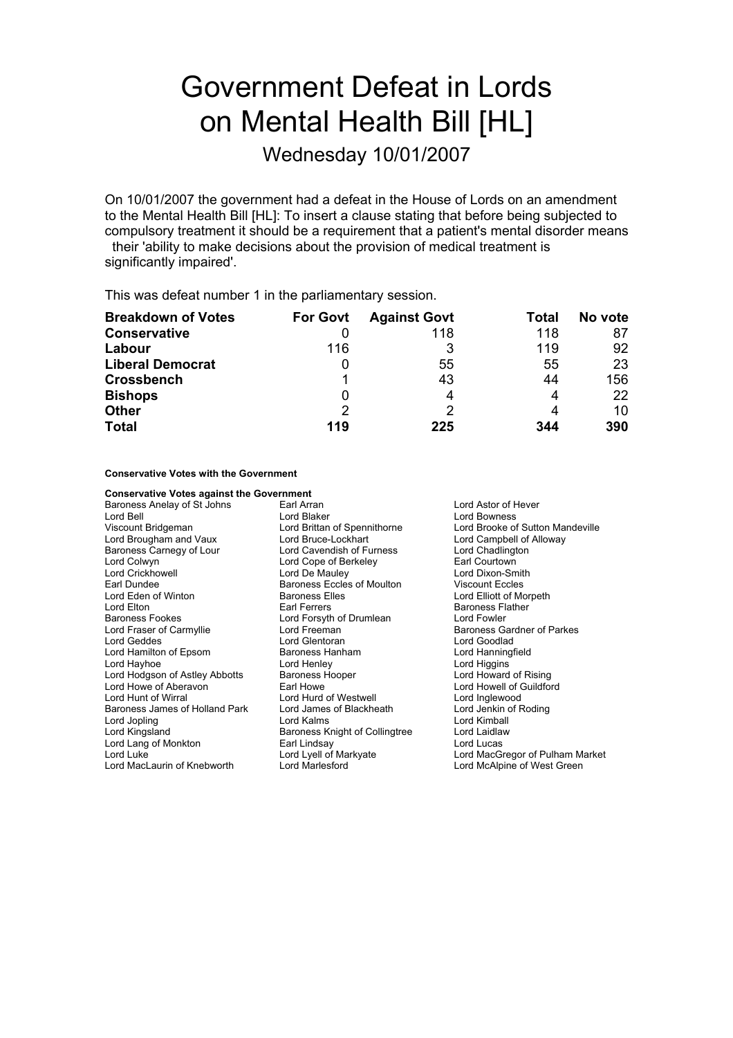# Government Defeat in Lords on Mental Health Bill [HL]

Wednesday 10/01/2007

On 10/01/2007 the government had a defeat in the House of Lords on an amendment to the Mental Health Bill [HL]: To insert a clause stating that before being subjected to compulsory treatment it should be a requirement that a patient's mental disorder means their 'ability to make decisions about the provision of medical treatment is significantly impaired'.

This was defeat number 1 in the parliamentary session.

| **Breakdown of Votes** | **For Govt** | **Against Govt** | **Total** | **No vote** |
|---|---|---|---|---|
| **Conservative** | 0 | 118 | 118 | 87 |
| **Labour** | 116 | 3 | 119 | 92 |
| **Liberal Democrat** | 0 | 55 | 55 | 23 |
| **Crossbench** | 1 | 43 | 44 | 156 |
| **Bishops** | 0 | 4 | 4 | 22 |
| **Other** | 2 | 2 | 4 | 10 |
| **Total** | **119** | **225** | **344** | **390** |

**Conservative Votes with the Government**

**Conservative Votes against the Government**

Baroness Anelay of St Johns
Earl Arran
Lord Astor of Hever
Lord Bell
Lord Blaker
Lord Bowness
Viscount Bridgeman
Lord Brittan of Spennithorne
Lord Brooke of Sutton Mandeville
Lord Brougham and Vaux
Lord Bruce-Lockhart
Lord Campbell of Alloway
Baroness Carnegy of Lour
Lord Cavendish of Furness
Lord Chadlington
Lord Colwyn
Lord Cope of Berkeley
Earl Courtown
Lord Crickhowell
Lord De Mauley
Lord Dixon-Smith
Earl Dundee
Baroness Eccles of Moulton
Viscount Eccles
Lord Eden of Winton
Baroness Elles
Lord Elliott of Morpeth
Lord Elton
Earl Ferrers
Baroness Flather
Baroness Fookes
Lord Forsyth of Drumlean
Lord Fowler
Lord Fraser of Carmyllie
Lord Freeman
Baroness Gardner of Parkes
Lord Geddes
Lord Glentoran
Lord Goodlad
Lord Hamilton of Epsom
Baroness Hanham
Lord Hanningfield
Lord Hayhoe
Lord Henley
Lord Higgins
Lord Hodgson of Astley Abbotts
Baroness Hooper
Lord Howard of Rising
Lord Howe of Aberavon
Earl Howe
Lord Howell of Guildford
Lord Hunt of Wirral
Lord Hurd of Westwell
Lord Inglewood
Baroness James of Holland Park
Lord James of Blackheath
Lord Jenkin of Roding
Lord Jopling
Lord Kalms
Lord Kimball
Lord Kingsland
Baroness Knight of Collingtree
Lord Laidlaw
Lord Lang of Monkton
Earl Lindsay
Lord Lucas
Lord Luke
Lord Lyell of Markyate
Lord MacGregor of Pulham Market
Lord MacLaurin of Knebworth
Lord Marlesford
Lord McAlpine of West Green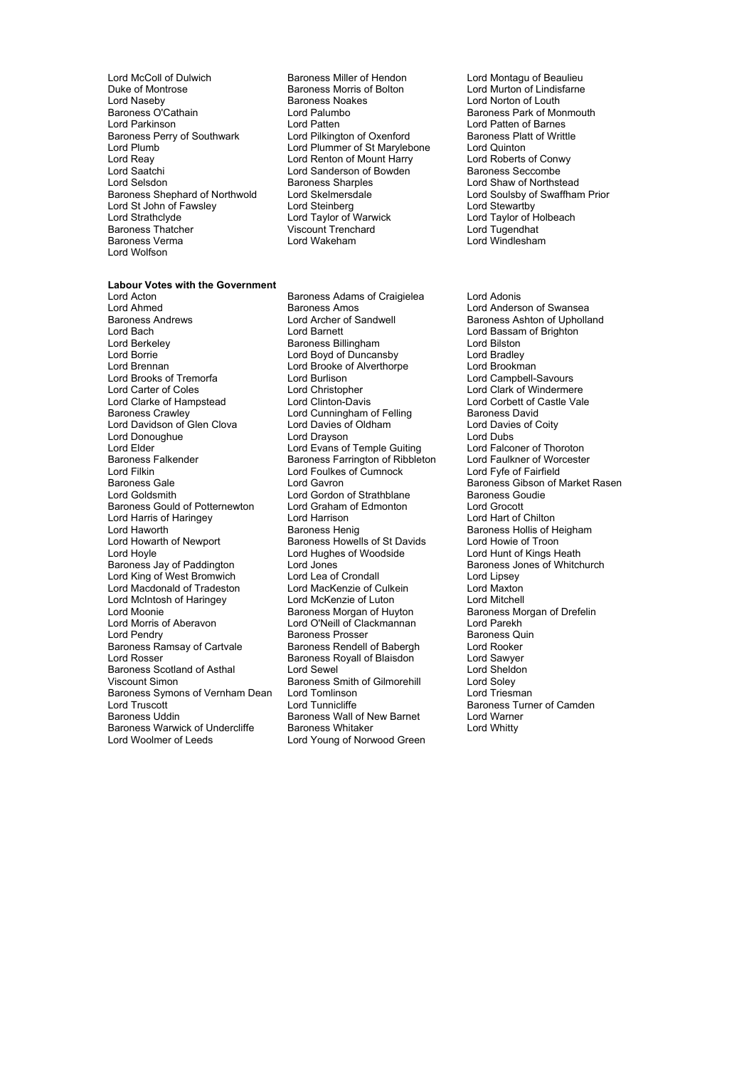Lord McColl of Dulwich
Baroness Miller of Hendon
Lord Montagu of Beaulieu
Duke of Montrose
Baroness Morris of Bolton
Lord Murton of Lindisfarne
Lord Naseby
Baroness Noakes
Lord Norton of Louth
Baroness O'Cathain
Lord Palumbo
Baroness Park of Monmouth
Lord Parkinson
Lord Patten
Lord Patten of Barnes
Baroness Perry of Southwark
Lord Pilkington of Oxenford
Baroness Platt of Writtle
Lord Plumb
Lord Plummer of St Marylebone
Lord Quinton
Lord Reay
Lord Renton of Mount Harry
Lord Roberts of Conwy
Lord Saatchi
Lord Sanderson of Bowden
Baroness Seccombe
Lord Selsdon
Baroness Sharples
Lord Shaw of Northstead
Baroness Shephard of Northwold
Lord Skelmersdale
Lord Soulsby of Swaffham Prior
Lord St John of Fawsley
Lord Steinberg
Lord Stewartby
Lord Strathclyde
Lord Taylor of Warwick
Lord Taylor of Holbeach
Baroness Thatcher
Viscount Trenchard
Lord Tugendhat
Baroness Verma
Lord Wakeham
Lord Windlesham
Lord Wolfson

**Labour Votes with the Government**

Lord Acton
Baroness Adams of Craigielea
Lord Adonis
Lord Ahmed
Baroness Amos
Lord Anderson of Swansea
Baroness Andrews
Lord Archer of Sandwell
Baroness Ashton of Upholland
Lord Bach
Lord Barnett
Lord Bassam of Brighton
Lord Berkeley
Baroness Billingham
Lord Bilston
Lord Borrie
Lord Boyd of Duncansby
Lord Bradley
Lord Brennan
Lord Brooke of Alverthorpe
Lord Brookman
Lord Brooks of Tremorfa
Lord Burlison
Lord Campbell-Savours
Lord Carter of Coles
Lord Christopher
Lord Clark of Windermere
Lord Clarke of Hampstead
Lord Clinton-Davis
Lord Corbett of Castle Vale
Baroness Crawley
Lord Cunningham of Felling
Baroness David
Lord Davidson of Glen Clova
Lord Davies of Oldham
Lord Davies of Coity
Lord Donoughue
Lord Drayson
Lord Dubs
Lord Elder
Lord Evans of Temple Guiting
Lord Falconer of Thoroton
Baroness Falkender
Baroness Farrington of Ribbleton
Lord Faulkner of Worcester
Lord Filkin
Lord Foulkes of Cumnock
Lord Fyfe of Fairfield
Baroness Gale
Lord Gavron
Baroness Gibson of Market Rasen
Lord Goldsmith
Lord Gordon of Strathblane
Baroness Goudie
Baroness Gould of Potternewton
Lord Graham of Edmonton
Lord Grocott
Lord Harris of Haringey
Lord Harrison
Lord Hart of Chilton
Lord Haworth
Baroness Henig
Baroness Hollis of Heigham
Lord Howarth of Newport
Baroness Howells of St Davids
Lord Howie of Troon
Lord Hoyle
Lord Hughes of Woodside
Lord Hunt of Kings Heath
Baroness Jay of Paddington
Lord Jones
Baroness Jones of Whitchurch
Lord King of West Bromwich
Lord Lea of Crondall
Lord Lipsey
Lord Macdonald of Tradeston
Lord MacKenzie of Culkein
Lord Maxton
Lord McIntosh of Haringey
Lord McKenzie of Luton
Lord Mitchell
Lord Moonie
Baroness Morgan of Huyton
Baroness Morgan of Drefelin
Lord Morris of Aberavon
Lord O'Neill of Clackmannan
Lord Parekh
Lord Pendry
Baroness Prosser
Baroness Quin
Baroness Ramsay of Cartvale
Baroness Rendell of Babergh
Lord Rooker
Lord Rosser
Baroness Royall of Blaisdon
Lord Sawyer
Baroness Scotland of Asthal
Lord Sewel
Lord Sheldon
Viscount Simon
Baroness Smith of Gilmorehill
Lord Soley
Baroness Symons of Vernham Dean
Lord Tomlinson
Lord Triesman
Lord Truscott
Lord Tunnicliffe
Baroness Turner of Camden
Baroness Uddin
Baroness Wall of New Barnet
Lord Warner
Baroness Warwick of Undercliffe
Baroness Whitaker
Lord Whitty
Lord Woolmer of Leeds
Lord Young of Norwood Green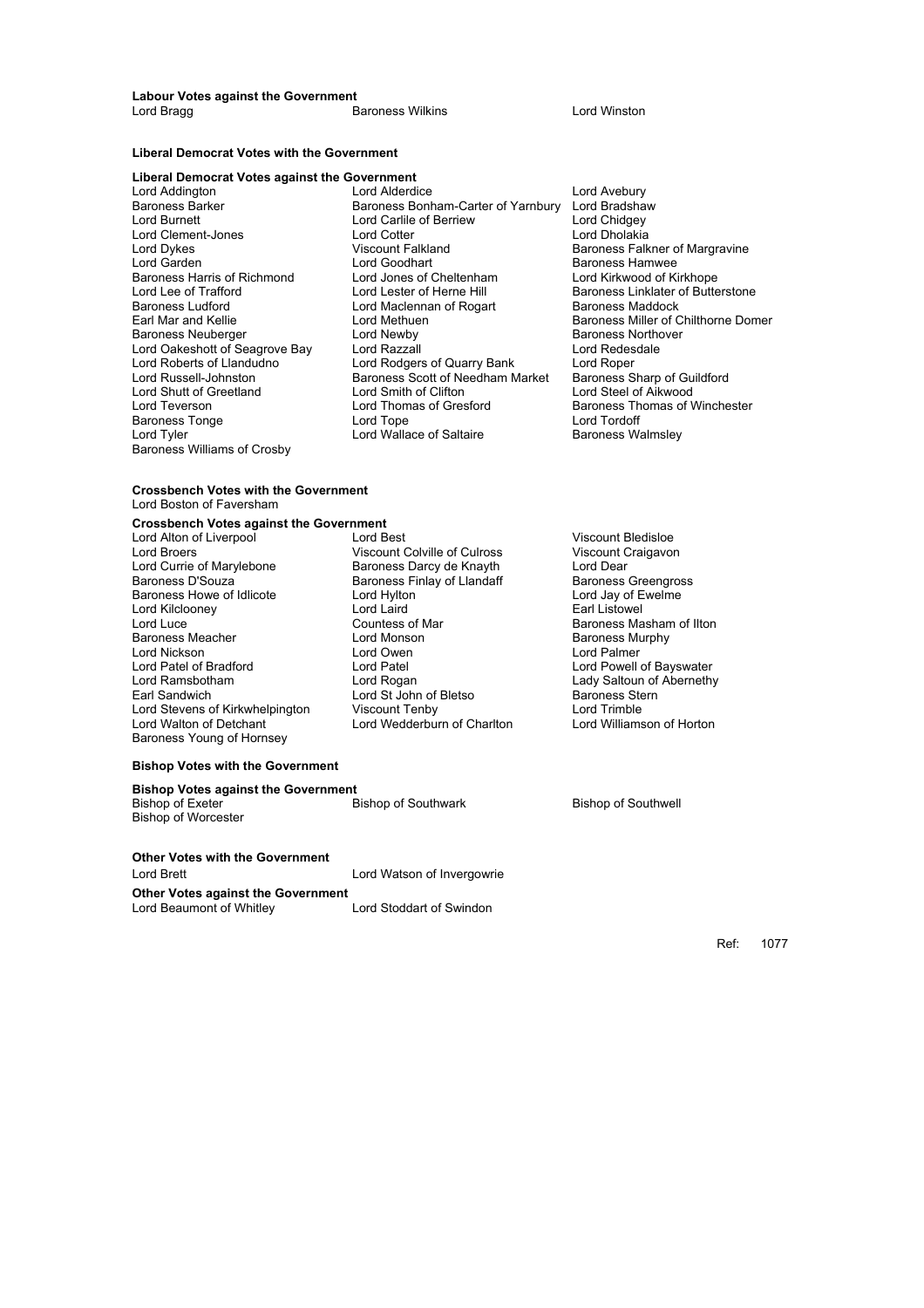**Labour Votes against the Government**

Lord Bragg
Baroness Wilkins
Lord Winston

**Liberal Democrat Votes with the Government**

**Liberal Democrat Votes against the Government**

Lord Addington
Lord Alderdice
Lord Avebury
Baroness Barker
Baroness Bonham-Carter of Yarnbury
Lord Bradshaw
Lord Burnett
Lord Carlile of Berriew
Lord Chidgey
Lord Clement-Jones
Lord Cotter
Lord Dholakia
Lord Dykes
Viscount Falkland
Baroness Falkner of Margravine
Lord Garden
Lord Goodhart
Baroness Hamwee
Baroness Harris of Richmond
Lord Jones of Cheltenham
Lord Kirkwood of Kirkhope
Lord Lee of Trafford
Lord Lester of Herne Hill
Baroness Linklater of Butterstone
Baroness Ludford
Lord Maclennan of Rogart
Baroness Maddock
Earl Mar and Kellie
Lord Methuen
Baroness Miller of Chilthorne Domer
Baroness Neuberger
Lord Newby
Baroness Northover
Lord Oakeshott of Seagrove Bay
Lord Razzall
Lord Redesdale
Lord Roberts of Llandudno
Lord Rodgers of Quarry Bank
Lord Roper
Lord Russell-Johnston
Baroness Scott of Needham Market
Baroness Sharp of Guildford
Lord Shutt of Greetland
Lord Smith of Clifton
Lord Steel of Aikwood
Lord Teverson
Lord Thomas of Gresford
Baroness Thomas of Winchester
Baroness Tonge
Lord Tope
Lord Tordoff
Lord Tyler
Lord Wallace of Saltaire
Baroness Walmsley
Baroness Williams of Crosby

**Crossbench Votes with the Government**

Lord Boston of Faversham

**Crossbench Votes against the Government**

Lord Alton of Liverpool
Lord Best
Viscount Bledisloe
Lord Broers
Viscount Colville of Culross
Viscount Craigavon
Lord Currie of Marylebone
Baroness Darcy de Knayth
Lord Dear
Baroness D'Souza
Baroness Finlay of Llandaff
Baroness Greengross
Baroness Howe of Idlicote
Lord Hylton
Lord Jay of Ewelme
Lord Kilclooney
Lord Laird
Earl Listowel
Lord Luce
Countess of Mar
Baroness Masham of Ilton
Baroness Meacher
Lord Monson
Baroness Murphy
Lord Nickson
Lord Owen
Lord Palmer
Lord Patel of Bradford
Lord Patel
Lord Powell of Bayswater
Lord Ramsbotham
Lord Rogan
Lady Saltoun of Abernethy
Earl Sandwich
Lord St John of Bletso
Baroness Stern
Lord Stevens of Kirkwhelpington
Viscount Tenby
Lord Trimble
Lord Walton of Detchant
Lord Wedderburn of Charlton
Lord Williamson of Horton
Baroness Young of Hornsey

**Bishop Votes with the Government**

**Bishop Votes against the Government**

Bishop of Exeter
Bishop of Southwark
Bishop of Southwell
Bishop of Worcester

**Other Votes with the Government**

Lord Brett
Lord Watson of Invergowrie

**Other Votes against the Government**

Lord Beaumont of Whitley
Lord Stoddart of Swindon

Ref: 1077